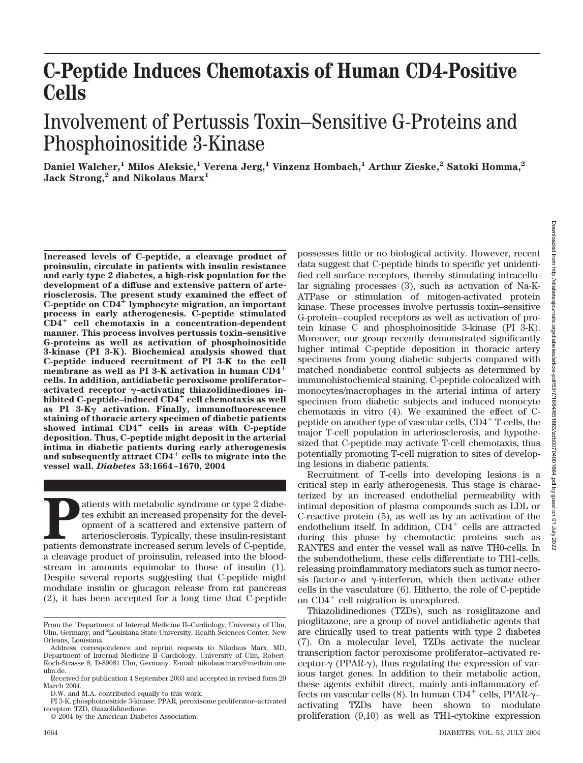# C-Peptide Induces Chemotaxis of Human CD4-Positive Cells

## Involvement of Pertussis Toxin–Sensitive G-Proteins and Phosphoinositide 3-Kinase

**Daniel Walcher,[1] Milos Aleksic,[1] Verena Jerg,[1] Vinzenz Hombach,[1] Arthur Zieske,[2] Satoki Homma,[2] Jack Strong,[2] and Nikolaus Marx[1]**

**Increased levels of C-peptide, a cleavage product of proinsulin, circulate in patients with insulin resistance and early type 2 diabetes, a high-risk population for the development of a diffuse and extensive pattern of arteriosclerosis. The present study examined the effect of C-peptide on CD4$^+$ lymphocyte migration, an important process in early atherogenesis. C-peptide stimulated CD4$^+$ cell chemotaxis in a concentration-dependent manner. This process involves pertussis toxin–sensitive G-proteins as well as activation of phosphoinositide 3-kinase (PI 3-K). Biochemical analysis showed that C-peptide induced recruitment of PI 3-K to the cell membrane as well as PI 3-K activation in human CD4$^+$ cells. In addition, antidiabetic peroxisome proliferator–activated receptor γ–activating thiazolidinediones inhibited C-peptide–induced CD4$^+$ cell chemotaxis as well as PI 3-Kγ activation. Finally, immunofluorescence staining of thoracic artery specimen of diabetic patients showed intimal CD4$^+$ cells in areas with C-peptide deposition. Thus, C-peptide might deposit in the arterial intima in diabetic patients during early atherogenesis and subsequently attract CD4$^+$ cells to migrate into the vessel wall.** ***Diabetes*** **53:1664–1670, 2004**

Patients with metabolic syndrome or type 2 diabetes exhibit an increased propensity for the development of a scattered and extensive pattern of arteriosclerosis. Typically, these insulin-resistant patients demonstrate increased serum levels of C-peptide, a cleavage product of proinsulin, released into the bloodstream in amounts equimolar to those of insulin (1). Despite several reports suggesting that C-peptide might modulate insulin or glucagon release from rat pancreas (2), it has been accepted for a long time that C-peptide possesses little or no biological activity. However, recent data suggest that C-peptide binds to specific yet unidentified cell surface receptors, thereby stimulating intracellular signaling processes (3), such as activation of Na-K-ATPase or stimulation of mitogen-activated protein kinase. These processes involve pertussis toxin–sensitive G-protein–coupled receptors as well as activation of protein kinase C and phosphoinositide 3-kinase (PI 3-K). Moreover, our group recently demonstrated significantly higher intimal C-peptide deposition in thoracic artery specimens from young diabetic subjects compared with matched nondiabetic control subjects as determined by immunohistochemical staining. C-peptide colocalized with monocytes/macrophages in the arterial intima of artery specimen from diabetic subjects and induced monocyte chemotaxis in vitro (4). We examined the effect of C-peptide on another type of vascular cells, CD4$^+$ T-cells, the major T-cell population in arteriosclerosis, and hypothesized that C-peptide may activate T-cell chemotaxis, thus potentially promoting T-cell migration to sites of developing lesions in diabetic patients.

Recruitment of T-cells into developing lesions is a critical step in early atherogenesis. This stage is characterized by an increased endothelial permeability with intimal deposition of plasma compounds such as LDL or C-reactive protein (5), as well as by an activation of the endothelium itself. In addition, CD4$^+$ cells are attracted during this phase by chemotactic proteins such as RANTES and enter the vessel wall as naïve TH0-cells. In the subendothelium, these cells differentiate to TH1-cells, releasing proinflammatory mediators such as tumor necrosis factor-α and γ-interferon, which then activate other cells in the vasculature (6). Hitherto, the role of C-peptide on CD4$^+$ cell migration is unexplored.

Thiazolidinediones (TZDs), such as rosiglitazone and pioglitazone, are a group of novel antidiabetic agents that are clinically used to treat patients with type 2 diabetes (7). On a molecular level, TZDs activate the nuclear transcription factor peroxisome proliferator–activated receptor-γ (PPAR-γ), thus regulating the expression of various target genes. In addition to their metabolic action, these agents exhibit direct, mainly anti-inflammatory effects on vascular cells (8). In human CD4$^+$ cells, PPAR-γ–activating TZDs have been shown to modulate proliferation (9,10) as well as TH1-cytokine expression

From the [1]Department of Internal Medicine II–Cardiology, University of Ulm, Ulm, Germany; and [2]Louisiana State University, Health Sciences Center, New Orleans, Louisiana.

Address correspondence and reprint requests to Nikolaus Marx, MD, Department of Internal Medicine II–Cardiology, University of Ulm, Robert-Koch-Strasse 8, D-89081 Ulm, Germany. E-mail: nikolaus.marx@medizin.uni-ulm.de.

Received for publication 4 September 2003 and accepted in revised form 29 March 2004.

D.W. and M.A. contributed equally to this work.

PI 3-K, phosphoinositide 3-kinase; PPAR, peroxisome proliferator–activated receptor; TZD, thiazolidinedione.

© 2004 by the American Diabetes Association.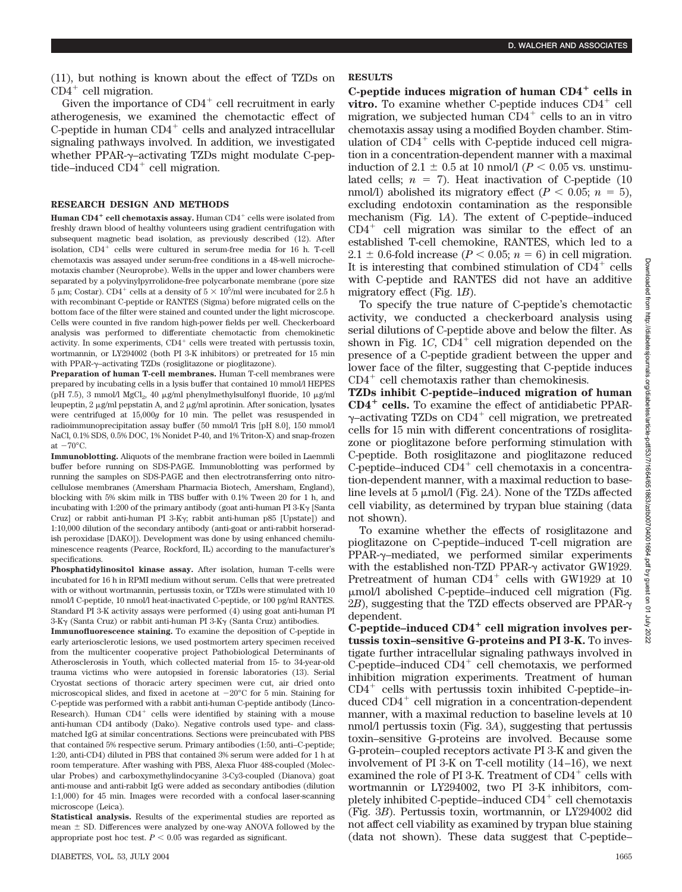(11), but nothing is known about the effect of TZDs on $CD4^+$ cell migration.

Given the importance of $CD4^+$ cell recruitment in early atherogenesis, we examined the chemotactic effect of C-peptide in human $CD4^+$ cells and analyzed intracellular signaling pathways involved. In addition, we investigated whether PPAR-γ–activating TZDs might modulate C-peptide–induced $CD4^+$ cell migration.

## RESEARCH DESIGN AND METHODS

**Human $CD4^+$ cell chemotaxis assay.** Human $CD4^+$ cells were isolated from freshly drawn blood of healthy volunteers using gradient centrifugation with subsequent magnetic bead isolation, as previously described (12). After isolation, $CD4^+$ cells were cultured in serum-free media for 16 h. T-cell chemotaxis was assayed under serum-free conditions in a 48-well microchemotaxis chamber (Neuroprobe). Wells in the upper and lower chambers were separated by a polyvinylpyrrolidone-free polycarbonate membrane (pore size 5 μm; Costar). $CD4^+$ cells at a density of $5 \times 10^5$/ml were incubated for 2.5 h with recombinant C-peptide or RANTES (Sigma) before migrated cells on the bottom face of the filter were stained and counted under the light microscope. Cells were counted in five random high-power fields per well. Checkerboard analysis was performed to differentiate chemotactic from chemokinetic activity. In some experiments, $CD4^+$ cells were treated with pertussis toxin, wortmannin, or LY294002 (both PI 3-K inhibitors) or pretreated for 15 min with PPAR-γ–activating TZDs (rosiglitazone or pioglitazone).

**Preparation of human T-cell membranes.** Human T-cell membranes were prepared by incubating cells in a lysis buffer that contained 10 mmol/l HEPES (pH 7.5), 3 mmol/l $MgCl_2$, 40 μg/ml phenylmethylsulfonyl fluoride, 10 μg/ml leupeptin, 2 μg/ml pepstatin A, and 2 μg/ml aprotinin. After sonication, lysates were centrifuged at 15,000*g* for 10 min. The pellet was resuspended in radioimmunoprecipitation assay buffer (50 mmol/l Tris [pH 8.0], 150 mmol/l NaCl, 0.1% SDS, 0.5% DOC, 1% Nonidet P-40, and 1% Triton-X) and snap-frozen at −70°C.

**Immunoblotting.** Aliquots of the membrane fraction were boiled in Laemmli buffer before running on SDS-PAGE. Immunoblotting was performed by running the samples on SDS-PAGE and then electrotransferring onto nitrocellulose membranes (Amersham Pharmacia Biotech, Amersham, England), blocking with 5% skim milk in TBS buffer with 0.1% Tween 20 for 1 h, and incubating with 1:200 of the primary antibody (goat anti-human PI 3-Kγ [Santa Cruz] or rabbit anti-human PI 3-Kγ; rabbit anti-human p85 [Upstate]) and 1:10,000 dilution of the secondary antibody (anti-goat or anti-rabbit horseradish peroxidase [DAKO]). Development was done by using enhanced chemiluminescence reagents (Pearce, Rockford, IL) according to the manufacturer's specifications.

**Phosphatidylinositol kinase assay.** After isolation, human T-cells were incubated for 16 h in RPMI medium without serum. Cells that were pretreated with or without wortmannin, pertussis toxin, or TZDs were stimulated with 10 nmol/l C-peptide, 10 nmol/l heat-inactivated C-peptide, or 100 pg/ml RANTES. Standard PI 3-K activity assays were performed (4) using goat anti-human PI 3-Kγ (Santa Cruz) or rabbit anti-human PI 3-Kγ (Santa Cruz) antibodies.

**Immunofluorescence staining.** To examine the deposition of C-peptide in early arteriosclerotic lesions, we used postmortem artery specimen received from the multicenter cooperative project Pathobiological Determinants of Atherosclerosis in Youth, which collected material from 15- to 34-year-old trauma victims who were autopsied in forensic laboratories (13). Serial Cryostat sections of thoracic artery specimen were cut, air dried onto microscopical slides, and fixed in acetone at −20°C for 5 min. Staining for C-peptide was performed with a rabbit anti-human C-peptide antibody (Linco-Research). Human $CD4^+$ cells were identified by staining with a mouse anti-human CD4 antibody (Dako). Negative controls used type- and class-matched IgG at similar concentrations. Sections were preincubated with PBS that contained 5% respective serum. Primary antibodies (1:50, anti–C-peptide; 1:20, anti-CD4) diluted in PBS that contained 3% serum were added for 1 h at room temperature. After washing with PBS, Alexa Fluor 488-coupled (Molecular Probes) and carboxymethylindocyanine 3-Cy3-coupled (Dianova) goat anti-mouse and anti-rabbit IgG were added as secondary antibodies (dilution 1:1,000) for 45 min. Images were recorded with a confocal laser-scanning microscope (Leica).

**Statistical analysis.** Results of the experimental studies are reported as mean ± SD. Differences were analyzed by one-way ANOVA followed by the appropriate post hoc test. $P < 0.05$ was regarded as significant.

## RESULTS

**C-peptide induces migration of human $CD4^+$ cells in vitro.** To examine whether C-peptide induces $CD4^+$ cell migration, we subjected human $CD4^+$ cells to an in vitro chemotaxis assay using a modified Boyden chamber. Stimulation of $CD4^+$ cells with C-peptide induced cell migration in a concentration-dependent manner with a maximal induction of 2.1 ± 0.5 at 10 nmol/l ($P < 0.05$ vs. unstimulated cells; $n = 7$). Heat inactivation of C-peptide (10 nmol/l) abolished its migratory effect ($P < 0.05$; $n = 5$), excluding endotoxin contamination as the responsible mechanism (Fig. 1*A*). The extent of C-peptide–induced $CD4^+$ cell migration was similar to the effect of an established T-cell chemokine, RANTES, which led to a 2.1 ± 0.6-fold increase ($P < 0.05$; $n = 6$) in cell migration. It is interesting that combined stimulation of $CD4^+$ cells with C-peptide and RANTES did not have an additive migratory effect (Fig. 1*B*).

To specify the true nature of C-peptide's chemotactic activity, we conducted a checkerboard analysis using serial dilutions of C-peptide above and below the filter. As shown in Fig. 1*C*, $CD4^+$ cell migration depended on the presence of a C-peptide gradient between the upper and lower face of the filter, suggesting that C-peptide induces $CD4^+$ cell chemotaxis rather than chemokinesis.

**TZDs inhibit C-peptide–induced migration of human $CD4^+$ cells.** To examine the effect of antidiabetic PPAR-γ–activating TZDs on $CD4^+$ cell migration, we pretreated cells for 15 min with different concentrations of rosiglitazone or pioglitazone before performing stimulation with C-peptide. Both rosiglitazone and pioglitazone reduced C-peptide–induced $CD4^+$ cell chemotaxis in a concentration-dependent manner, with a maximal reduction to baseline levels at 5 μmol/l (Fig. 2*A*). None of the TZDs affected cell viability, as determined by trypan blue staining (data not shown).

To examine whether the effects of rosiglitazone and pioglitazone on C-peptide–induced T-cell migration are PPAR-γ–mediated, we performed similar experiments with the established non-TZD PPAR-γ activator GW1929. Pretreatment of human $CD4^+$ cells with GW1929 at 10 μmol/l abolished C-peptide–induced cell migration (Fig. 2*B*), suggesting that the TZD effects observed are PPAR-γ dependent.

**C-peptide–induced $CD4^+$ cell migration involves pertussis toxin–sensitive G-proteins and PI 3-K.** To investigate further intracellular signaling pathways involved in C-peptide–induced $CD4^+$ cell chemotaxis, we performed inhibition migration experiments. Treatment of human $CD4^+$ cells with pertussis toxin inhibited C-peptide–induced $CD4^+$ cell migration in a concentration-dependent manner, with a maximal reduction to baseline levels at 10 nmol/l pertussis toxin (Fig. 3*A*), suggesting that pertussis toxin–sensitive G-proteins are involved. Because some G-protein–coupled receptors activate PI 3-K and given the involvement of PI 3-K on T-cell motility (14–16), we next examined the role of PI 3-K. Treatment of $CD4^+$ cells with wortmannin or LY294002, two PI 3-K inhibitors, completely inhibited C-peptide–induced $CD4^+$ cell chemotaxis (Fig. 3*B*). Pertussis toxin, wortmannin, or LY294002 did not affect cell viability as examined by trypan blue staining (data not shown). These data suggest that C-peptide–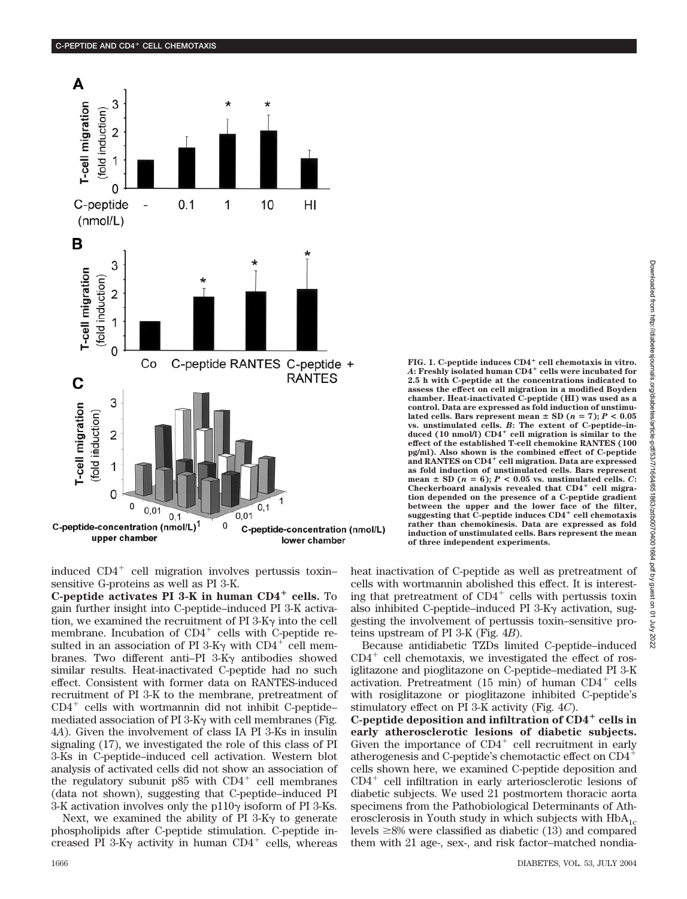FIG. 1. C-peptide induces $CD4^+$ cell chemotaxis in vitro. *A*: Freshly isolated human $CD4^+$ cells were incubated for 2.5 h with C-peptide at the concentrations indicated to assess the effect on cell migration in a modified Boyden chamber. Heat-inactivated C-peptide (HI) was used as a control. Data are expressed as fold induction of unstimulated cells. Bars represent mean ± SD ($n = 7$); $P < 0.05$ vs. unstimulated cells. *B*: The extent of C-peptide–induced (10 nmol/l) $CD4^+$ cell migration is similar to the effect of the established T-cell chemokine RANTES (100 pg/ml). Also shown is the combined effect of C-peptide and RANTES on $CD4^+$ cell migration. Data are expressed as fold induction of unstimulated cells. Bars represent mean ± SD ($n = 6$); $P < 0.05$ vs. unstimulated cells. *C*: Checkerboard analysis revealed that $CD4^+$ cell migration depended on the presence of a C-peptide gradient between the upper and the lower face of the filter, suggesting that C-peptide induces $CD4^+$ cell chemotaxis rather than chemokinesis. Data are expressed as fold induction of unstimulated cells. Bars represent the mean of three independent experiments.

induced $CD4^+$ cell migration involves pertussis toxin–sensitive G-proteins as well as PI 3-K.

**C-peptide activates PI 3-K in human $CD4^+$ cells.** To gain further insight into C-peptide–induced PI 3-K activation, we examined the recruitment of PI 3-Kγ into the cell membrane. Incubation of $CD4^+$ cells with C-peptide resulted in an association of PI 3-Kγ with $CD4^+$ cell membranes. Two different anti–PI 3-Kγ antibodies showed similar results. Heat-inactivated C-peptide had no such effect. Consistent with former data on RANTES-induced recruitment of PI 3-K to the membrane, pretreatment of $CD4^+$ cells with wortmannin did not inhibit C-peptide–mediated association of PI 3-Kγ with cell membranes (Fig. 4*A*). Given the involvement of class IA PI 3-Ks in insulin signaling (17), we investigated the role of this class of PI 3-Ks in C-peptide–induced cell activation. Western blot analysis of activated cells did not show an association of the regulatory subunit p85 with $CD4^+$ cell membranes (data not shown), suggesting that C-peptide–induced PI 3-K activation involves only the p110γ isoform of PI 3-Ks.

Next, we examined the ability of PI 3-Kγ to generate phospholipids after C-peptide stimulation. C-peptide increased PI 3-Kγ activity in human $CD4^+$ cells, whereas heat inactivation of C-peptide as well as pretreatment of cells with wortmannin abolished this effect. It is interesting that pretreatment of $CD4^+$ cells with pertussis toxin also inhibited C-peptide–induced PI 3-Kγ activation, suggesting the involvement of pertussis toxin–sensitive proteins upstream of PI 3-K (Fig. 4*B*).

Because antidiabetic TZDs limited C-peptide–induced $CD4^+$ cell chemotaxis, we investigated the effect of rosiglitazone and pioglitazone on C-peptide–mediated PI 3-K activation. Pretreatment (15 min) of human $CD4^+$ cells with rosiglitazone or pioglitazone inhibited C-peptide's stimulatory effect on PI 3-K activity (Fig. 4*C*).

**C-peptide deposition and infiltration of $CD4^+$ cells in early atherosclerotic lesions of diabetic subjects.** Given the importance of $CD4^+$ cell recruitment in early atherogenesis and C-peptide's chemotactic effect on $CD4^+$ cells shown here, we examined C-peptide deposition and $CD4^+$ cell infiltration in early arteriosclerotic lesions of diabetic subjects. We used 21 postmortem thoracic aorta specimens from the Pathobiological Determinants of Atherosclerosis in Youth study in which subjects with $HbA_{1c}$ levels ≥8% were classified as diabetic (13) and compared them with 21 age-, sex-, and risk factor–matched nondia-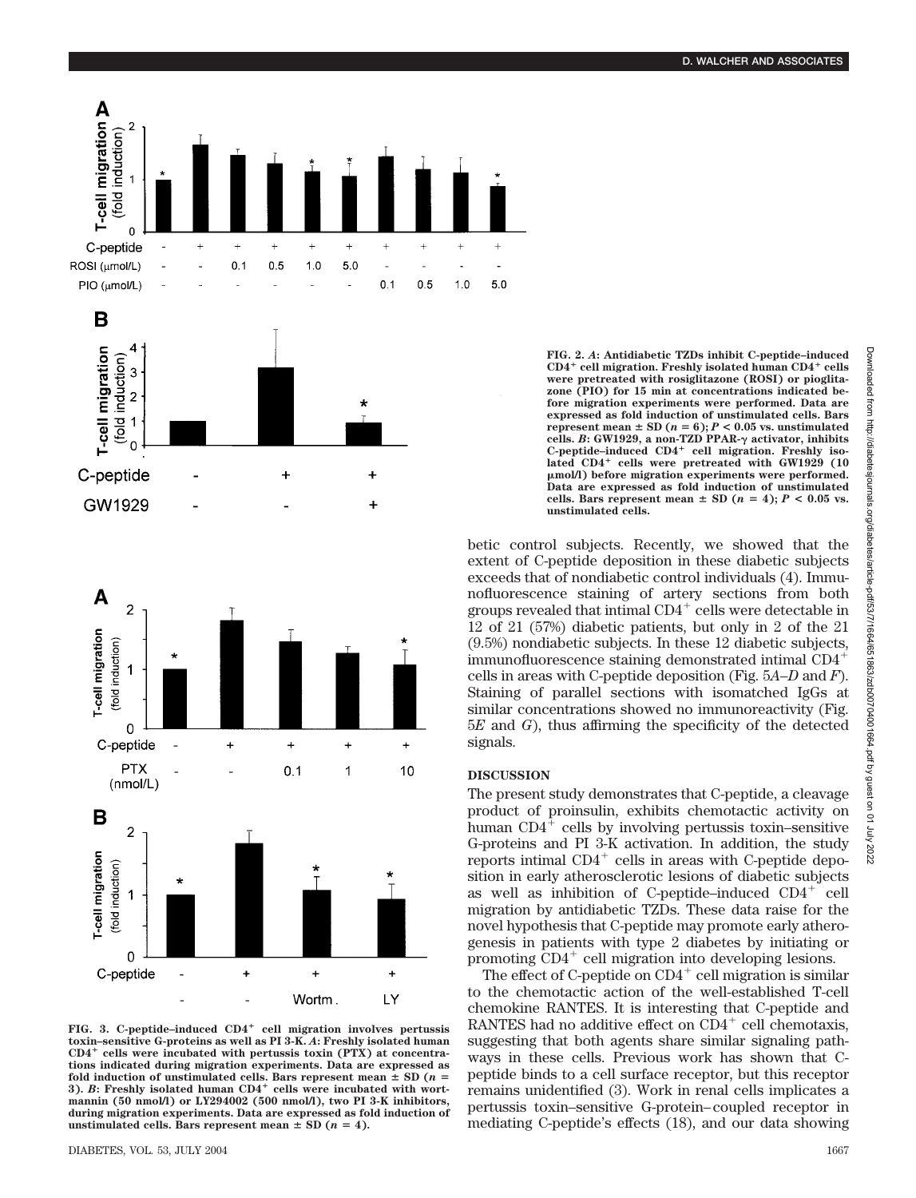FIG. 2. *A*: Antidiabetic TZDs inhibit C-peptide–induced $CD4^+$ cell migration. Freshly isolated human $CD4^+$ cells were pretreated with rosiglitazone (ROSI) or pioglitazone (PIO) for 15 min at concentrations indicated before migration experiments were performed. Data are expressed as fold induction of unstimulated cells. Bars represent mean ± SD ($n = 6$); $P < 0.05$ vs. unstimulated cells. *B*: GW1929, a non-TZD PPAR-γ activator, inhibits C-peptide–induced $CD4^+$ cell migration. Freshly isolated $CD4^+$ cells were pretreated with GW1929 (10 μmol/l) before migration experiments were performed. Data are expressed as fold induction of unstimulated cells. Bars represent mean ± SD ($n = 4$); $P < 0.05$ vs. unstimulated cells.

FIG. 3. C-peptide–induced $CD4^+$ cell migration involves pertussis toxin–sensitive G-proteins as well as PI 3-K. *A*: Freshly isolated human $CD4^+$ cells were incubated with pertussis toxin (PTX) at concentrations indicated during migration experiments. Data are expressed as fold induction of unstimulated cells. Bars represent mean ± SD ($n = 3$). *B*: Freshly isolated human $CD4^+$ cells were incubated with wortmannin (50 nmol/l) or LY294002 (500 nmol/l), two PI 3-K inhibitors, during migration experiments. Data are expressed as fold induction of unstimulated cells. Bars represent mean ± SD ($n = 4$).

betic control subjects. Recently, we showed that the extent of C-peptide deposition in these diabetic subjects exceeds that of nondiabetic control individuals (4). Immunofluorescence staining of artery sections from both groups revealed that intimal $CD4^+$ cells were detectable in 12 of 21 (57%) diabetic patients, but only in 2 of the 21 (9.5%) nondiabetic subjects. In these 12 diabetic subjects, immunofluorescence staining demonstrated intimal $CD4^+$ cells in areas with C-peptide deposition (Fig. 5*A*–*D* and *F*). Staining of parallel sections with isomatched IgGs at similar concentrations showed no immunoreactivity (Fig. 5*E* and *G*), thus affirming the specificity of the detected signals.

## DISCUSSION

The present study demonstrates that C-peptide, a cleavage product of proinsulin, exhibits chemotactic activity on human $CD4^+$ cells by involving pertussis toxin–sensitive G-proteins and PI 3-K activation. In addition, the study reports intimal $CD4^+$ cells in areas with C-peptide deposition in early atherosclerotic lesions of diabetic subjects as well as inhibition of C-peptide–induced $CD4^+$ cell migration by antidiabetic TZDs. These data raise for the novel hypothesis that C-peptide may promote early atherogenesis in patients with type 2 diabetes by initiating or promoting $CD4^+$ cell migration into developing lesions.

The effect of C-peptide on $CD4^+$ cell migration is similar to the chemotactic action of the well-established T-cell chemokine RANTES. It is interesting that C-peptide and RANTES had no additive effect on $CD4^+$ cell chemotaxis, suggesting that both agents share similar signaling pathways in these cells. Previous work has shown that C-peptide binds to a cell surface receptor, but this receptor remains unidentified (3). Work in renal cells implicates a pertussis toxin–sensitive G-protein–coupled receptor in mediating C-peptide's effects (18), and our data showing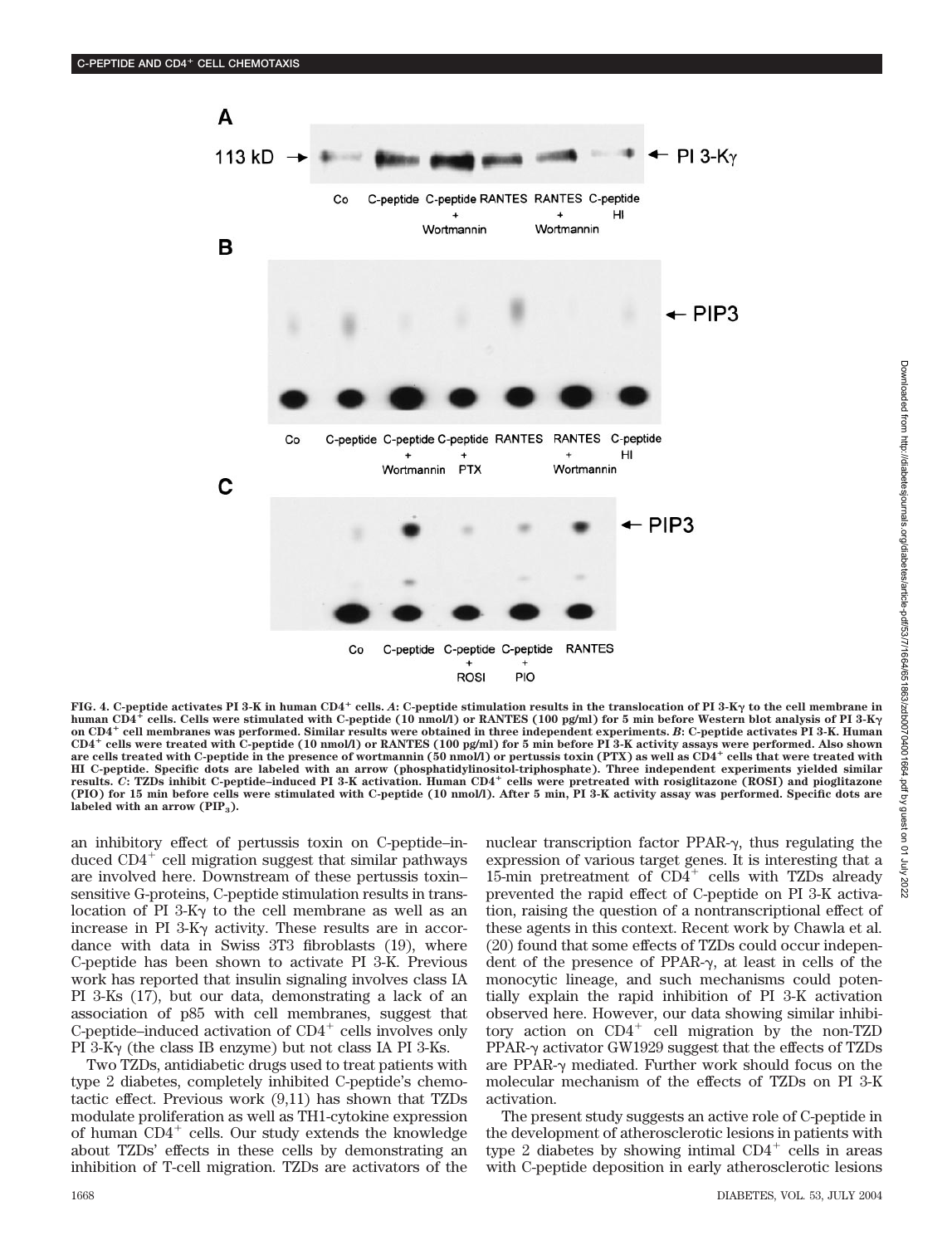FIG. 4. C-peptide activates PI 3-K in human $CD4^+$ cells. *A*: C-peptide stimulation results in the translocation of PI 3-Kγ to the cell membrane in human $CD4^+$ cells. Cells were stimulated with C-peptide (10 nmol/l) or RANTES (100 pg/ml) for 5 min before Western blot analysis of PI 3-Kγ on $CD4^+$ cell membranes was performed. Similar results were obtained in three independent experiments. *B*: C-peptide activates PI 3-K. Human $CD4^+$ cells were treated with C-peptide (10 nmol/l) or RANTES (100 pg/ml) for 5 min before PI 3-K activity assays were performed. Also shown are cells treated with C-peptide in the presence of wortmannin (50 nmol/l) or pertussis toxin (PTX) as well as $CD4^+$ cells that were treated with HI C-peptide. Specific dots are labeled with an arrow (phosphatidylinositol-triphosphate). Three independent experiments yielded similar results. *C*: TZDs inhibit C-peptide–induced PI 3-K activation. Human $CD4^+$ cells were pretreated with rosiglitazone (ROSI) and pioglitazone (PIO) for 15 min before cells were stimulated with C-peptide (10 nmol/l). After 5 min, PI 3-K activity assay was performed. Specific dots are labeled with an arrow ($PIP_3$).

an inhibitory effect of pertussis toxin on C-peptide–induced $CD4^+$ cell migration suggest that similar pathways are involved here. Downstream of these pertussis toxin–sensitive G-proteins, C-peptide stimulation results in translocation of PI 3-Kγ to the cell membrane as well as an increase in PI 3-Kγ activity. These results are in accordance with data in Swiss 3T3 fibroblasts (19), where C-peptide has been shown to activate PI 3-K. Previous work has reported that insulin signaling involves class IA PI 3-Ks (17), but our data, demonstrating a lack of an association of p85 with cell membranes, suggest that C-peptide–induced activation of $CD4^+$ cells involves only PI 3-Kγ (the class IB enzyme) but not class IA PI 3-Ks.

Two TZDs, antidiabetic drugs used to treat patients with type 2 diabetes, completely inhibited C-peptide's chemotactic effect. Previous work (9,11) has shown that TZDs modulate proliferation as well as TH1-cytokine expression of human $CD4^+$ cells. Our study extends the knowledge about TZDs' effects in these cells by demonstrating an inhibition of T-cell migration. TZDs are activators of the nuclear transcription factor PPAR-γ, thus regulating the expression of various target genes. It is interesting that a 15-min pretreatment of $CD4^+$ cells with TZDs already prevented the rapid effect of C-peptide on PI 3-K activation, raising the question of a nontranscriptional effect of these agents in this context. Recent work by Chawla et al. (20) found that some effects of TZDs could occur independent of the presence of PPAR-γ, at least in cells of the monocytic lineage, and such mechanisms could potentially explain the rapid inhibition of PI 3-K activation observed here. However, our data showing similar inhibitory action on $CD4^+$ cell migration by the non-TZD PPAR-γ activator GW1929 suggest that the effects of TZDs are PPAR-γ mediated. Further work should focus on the molecular mechanism of the effects of TZDs on PI 3-K activation.

The present study suggests an active role of C-peptide in the development of atherosclerotic lesions in patients with type 2 diabetes by showing intimal $CD4^+$ cells in areas with C-peptide deposition in early atherosclerotic lesions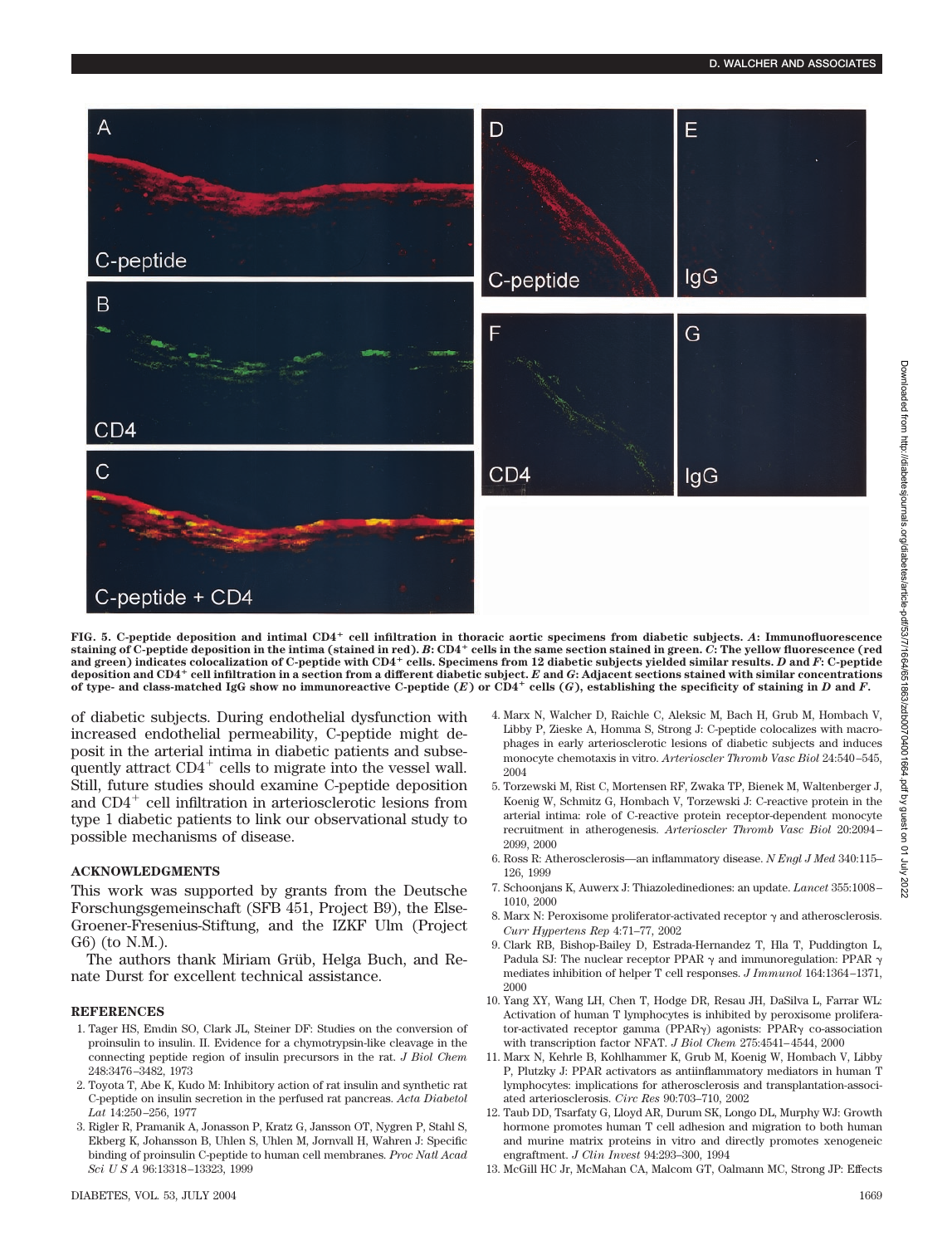**FIG. 5. C-peptide deposition and intimal CD4⁺ cell infiltration in thoracic aortic specimens from diabetic subjects. *A*: Immunofluorescence staining of C-peptide deposition in the intima (stained in red). *B*: CD4⁺ cells in the same section stained in green. *C*: The yellow fluorescence (red and green) indicates colocalization of C-peptide with CD4⁺ cells. Specimens from 12 diabetic subjects yielded similar results. *D* and *F*: C-peptide deposition and CD4⁺ cell infiltration in a section from a different diabetic subject. *E* and *G*: Adjacent sections stained with similar concentrations of type- and class-matched IgG show no immunoreactive C-peptide (*E*) or CD4⁺ cells (*G*), establishing the specificity of staining in *D* and *F*.**

of diabetic subjects. During endothelial dysfunction with increased endothelial permeability, C-peptide might deposit in the arterial intima in diabetic patients and subsequently attract CD4⁺ cells to migrate into the vessel wall. Still, future studies should examine C-peptide deposition and CD4⁺ cell infiltration in arteriosclerotic lesions from type 1 diabetic patients to link our observational study to possible mechanisms of disease.

## ACKNOWLEDGMENTS

This work was supported by grants from the Deutsche Forschungsgemeinschaft (SFB 451, Project B9), the Else-Groener-Fresenius-Stiftung, and the IZKF Ulm (Project G6) (to N.M.).

The authors thank Miriam Grüb, Helga Buch, and Renate Durst for excellent technical assistance.

## REFERENCES

1. Tager HS, Emdin SO, Clark JL, Steiner DF: Studies on the conversion of proinsulin to insulin. II. Evidence for a chymotrypsin-like cleavage in the connecting peptide region of insulin precursors in the rat. *J Biol Chem* 248:3476–3482, 1973
2. Toyota T, Abe K, Kudo M: Inhibitory action of rat insulin and synthetic rat C-peptide on insulin secretion in the perfused rat pancreas. *Acta Diabetol Lat* 14:250–256, 1977
3. Rigler R, Pramanik A, Jonasson P, Kratz G, Jansson OT, Nygren P, Stahl S, Ekberg K, Johansson B, Uhlen S, Uhlen M, Jornvall H, Wahren J: Specific binding of proinsulin C-peptide to human cell membranes. *Proc Natl Acad Sci U S A* 96:13318–13323, 1999
4. Marx N, Walcher D, Raichle C, Aleksic M, Bach H, Grub M, Hombach V, Libby P, Zieske A, Homma S, Strong J: C-peptide colocalizes with macrophages in early arteriosclerotic lesions of diabetic subjects and induces monocyte chemotaxis in vitro. *Arterioscler Thromb Vasc Biol* 24:540–545, 2004
5. Torzewski M, Rist C, Mortensen RF, Zwaka TP, Bienek M, Waltenberger J, Koenig W, Schmitz G, Hombach V, Torzewski J: C-reactive protein in the arterial intima: role of C-reactive protein receptor-dependent monocyte recruitment in atherogenesis. *Arterioscler Thromb Vasc Biol* 20:2094–2099, 2000
6. Ross R: Atherosclerosis—an inflammatory disease. *N Engl J Med* 340:115–126, 1999
7. Schoonjans K, Auwerx J: Thiazolidinediones: an update. *Lancet* 355:1008–1010, 2000
8. Marx N: Peroxisome proliferator-activated receptor γ and atherosclerosis. *Curr Hypertens Rep* 4:71–77, 2002
9. Clark RB, Bishop-Bailey D, Estrada-Hernandez T, Hla T, Puddington L, Padula SJ: The nuclear receptor PPAR γ and immunoregulation: PPAR γ mediates inhibition of helper T cell responses. *J Immunol* 164:1364–1371, 2000
10. Yang XY, Wang LH, Chen T, Hodge DR, Resau JH, DaSilva L, Farrar WL: Activation of human T lymphocytes is inhibited by peroxisome proliferator-activated receptor gamma (PPARγ) agonists: PPARγ co-association with transcription factor NFAT. *J Biol Chem* 275:4541–4544, 2000
11. Marx N, Kehrle B, Kohlhammer K, Grub M, Koenig W, Hombach V, Libby P, Plutzky J: PPAR activators as antiinflammatory mediators in human T lymphocytes: implications for atherosclerosis and transplantation-associated arteriosclerosis. *Circ Res* 90:703–710, 2002
12. Taub DD, Tsarfaty G, Lloyd AR, Durum SK, Longo DL, Murphy WJ: Growth hormone promotes human T cell adhesion and migration to both human and murine matrix proteins in vitro and directly promotes xenogeneic engraftment. *J Clin Invest* 94:293–300, 1994
13. McGill HC Jr, McMahan CA, Malcom GT, Oalmann MC, Strong JP: Effects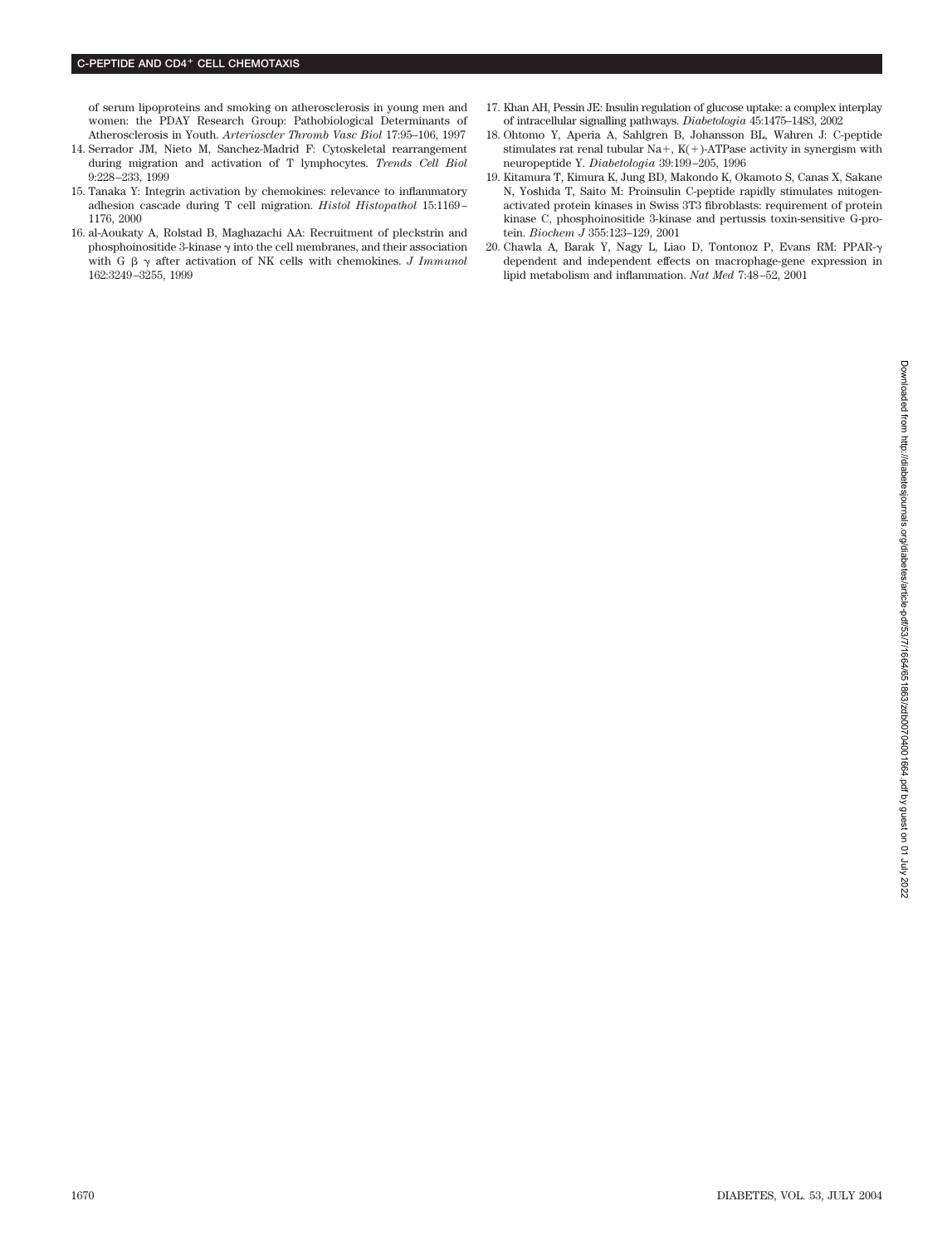of serum lipoproteins and smoking on atherosclerosis in young men and women: the PDAY Research Group: Pathobiological Determinants of Atherosclerosis in Youth. *Arterioscler Thromb Vasc Biol* 17:95–106, 1997

14. Serrador JM, Nieto M, Sanchez-Madrid F: Cytoskeletal rearrangement during migration and activation of T lymphocytes. *Trends Cell Biol* 9:228–233, 1999
15. Tanaka Y: Integrin activation by chemokines: relevance to inflammatory adhesion cascade during T cell migration. *Histol Histopathol* 15:1169–1176, 2000
16. al-Aoukaty A, Rolstad B, Maghazachi AA: Recruitment of pleckstrin and phosphoinositide 3-kinase γ into the cell membranes, and their association with G β γ after activation of NK cells with chemokines. *J Immunol* 162:3249–3255, 1999
17. Khan AH, Pessin JE: Insulin regulation of glucose uptake: a complex interplay of intracellular signalling pathways. *Diabetologia* 45:1475–1483, 2002
18. Ohtomo Y, Aperia A, Sahlgren B, Johansson BL, Wahren J: C-peptide stimulates rat renal tubular Na+, K(+)-ATPase activity in synergism with neuropeptide Y. *Diabetologia* 39:199–205, 1996
19. Kitamura T, Kimura K, Jung BD, Makondo K, Okamoto S, Canas X, Sakane N, Yoshida T, Saito M: Proinsulin C-peptide rapidly stimulates mitogen-activated protein kinases in Swiss 3T3 fibroblasts: requirement of protein kinase C, phosphoinositide 3-kinase and pertussis toxin-sensitive G-protein. *Biochem J* 355:123–129, 2001
20. Chawla A, Barak Y, Nagy L, Liao D, Tontonoz P, Evans RM: PPAR-γ dependent and independent effects on macrophage-gene expression in lipid metabolism and inflammation. *Nat Med* 7:48–52, 2001